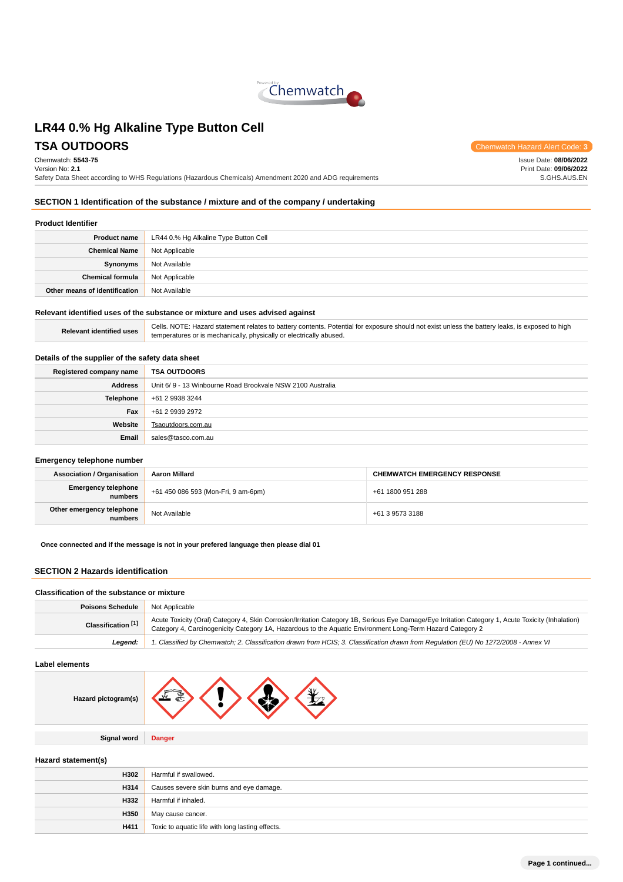# LR44 0.% Hg Alkaline Type Button Cell

## TSA OUTDOORS

Chemwatch Hazard Alert Code: **3**

Chemwatch: **5543-75**
Version No: **2.1**
Safety Data Sheet according to WHS Regulations (Hazardous Chemicals) Amendment 2020 and ADG requirements

Issue Date: **08/06/2022**
Print Date: **09/06/2022**
S.GHS.AUS.EN

## SECTION 1 Identification of the substance / mixture and of the company / undertaking

### Product Identifier

| | |
|---|---|
| **Product name** | LR44 0.% Hg Alkaline Type Button Cell |
| **Chemical Name** | Not Applicable |
| **Synonyms** | Not Available |
| **Chemical formula** | Not Applicable |
| **Other means of identification** | Not Available |

### Relevant identified uses of the substance or mixture and uses advised against

| | |
|---|---|
| **Relevant identified uses** | Cells. NOTE: Hazard statement relates to battery contents. Potential for exposure should not exist unless the battery leaks, is exposed to high temperatures or is mechanically, physically or electrically abused. |

### Details of the supplier of the safety data sheet

| | |
|---|---|
| **Registered company name** | **TSA OUTDOORS** |
| **Address** | Unit 6/ 9 - 13 Winbourne Road Brookvale NSW 2100 Australia |
| **Telephone** | +61 2 9938 3244 |
| **Fax** | +61 2 9939 2972 |
| **Website** | Tsaoutdoors.com.au |
| **Email** | sales@tasco.com.au |

### Emergency telephone number

| **Association / Organisation** | **Aaron Millard** | **CHEMWATCH EMERGENCY RESPONSE** |
|---|---|---|
| **Emergency telephone numbers** | +61 450 086 593 (Mon-Fri, 9 am-6pm) | +61 1800 951 288 |
| **Other emergency telephone numbers** | Not Available | +61 3 9573 3188 |

**Once connected and if the message is not in your prefered language then please dial 01**

## SECTION 2 Hazards identification

### Classification of the substance or mixture

| | |
|---|---|
| **Poisons Schedule** | Not Applicable |
| **Classification [1]** | Acute Toxicity (Oral) Category 4, Skin Corrosion/Irritation Category 1B, Serious Eye Damage/Eye Irritation Category 1, Acute Toxicity (Inhalation) Category 4, Carcinogenicity Category 1A, Hazardous to the Aquatic Environment Long-Term Hazard Category 2 |
| ***Legend:*** | *1. Classified by Chemwatch; 2. Classification drawn from HCIS; 3. Classification drawn from Regulation (EU) No 1272/2008 - Annex VI* |

### Label elements

| | |
|---|---|
| **Hazard pictogram(s)** | |
| **Signal word** | **Danger** |

### Hazard statement(s)

| | |
|---|---|
| **H302** | Harmful if swallowed. |
| **H314** | Causes severe skin burns and eye damage. |
| **H332** | Harmful if inhaled. |
| **H350** | May cause cancer. |
| **H411** | Toxic to aquatic life with long lasting effects. |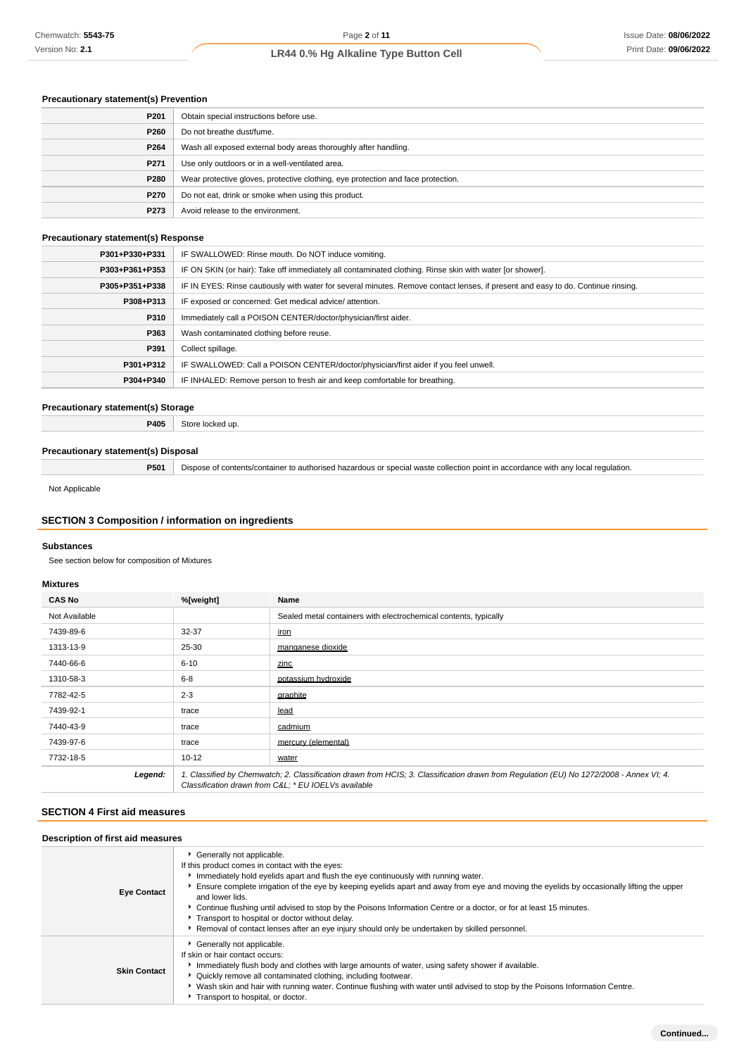### Precautionary statement(s) Prevention

| | |
|---|---|
| **P201** | Obtain special instructions before use. |
| **P260** | Do not breathe dust/fume. |
| **P264** | Wash all exposed external body areas thoroughly after handling. |
| **P271** | Use only outdoors or in a well-ventilated area. |
| **P280** | Wear protective gloves, protective clothing, eye protection and face protection. |
| **P270** | Do not eat, drink or smoke when using this product. |
| **P273** | Avoid release to the environment. |

### Precautionary statement(s) Response

| | |
|---|---|
| **P301+P330+P331** | IF SWALLOWED: Rinse mouth. Do NOT induce vomiting. |
| **P303+P361+P353** | IF ON SKIN (or hair): Take off immediately all contaminated clothing. Rinse skin with water [or shower]. |
| **P305+P351+P338** | IF IN EYES: Rinse cautiously with water for several minutes. Remove contact lenses, if present and easy to do. Continue rinsing. |
| **P308+P313** | IF exposed or concerned: Get medical advice/ attention. |
| **P310** | Immediately call a POISON CENTER/doctor/physician/first aider. |
| **P363** | Wash contaminated clothing before reuse. |
| **P391** | Collect spillage. |
| **P301+P312** | IF SWALLOWED: Call a POISON CENTER/doctor/physician/first aider if you feel unwell. |
| **P304+P340** | IF INHALED: Remove person to fresh air and keep comfortable for breathing. |

### Precautionary statement(s) Storage

| | |
|---|---|
| **P405** | Store locked up. |

### Precautionary statement(s) Disposal

| | |
|---|---|
| **P501** | Dispose of contents/container to authorised hazardous or special waste collection point in accordance with any local regulation. |

Not Applicable

## SECTION 3 Composition / information on ingredients

### Substances

See section below for composition of Mixtures

### Mixtures

| CAS No | %[weight] | Name |
|---|---|---|
| Not Available | | Sealed metal containers with electrochemical contents, typically |
| 7439-89-6 | 32-37 | iron |
| 1313-13-9 | 25-30 | manganese dioxide |
| 7440-66-6 | 6-10 | zinc |
| 1310-58-3 | 6-8 | potassium hydroxide |
| 7782-42-5 | 2-3 | graphite |
| 7439-92-1 | trace | lead |
| 7440-43-9 | trace | cadmium |
| 7439-97-6 | trace | mercury (elemental) |
| 7732-18-5 | 10-12 | water |
| ***Legend:*** | *1. Classified by Chemwatch; 2. Classification drawn from HCIS; 3. Classification drawn from Regulation (EU) No 1272/2008 - Annex VI; 4. Classification drawn from C&L; * EU IOELVs available* | |

## SECTION 4 First aid measures

### Description of first aid measures

| | |
|---|---|
| **Eye Contact** | ‣ Generally not applicable.<br>If this product comes in contact with the eyes:<br>‣ Immediately hold eyelids apart and flush the eye continuously with running water.<br>‣ Ensure complete irrigation of the eye by keeping eyelids apart and away from eye and moving the eyelids by occasionally lifting the upper and lower lids.<br>‣ Continue flushing until advised to stop by the Poisons Information Centre or a doctor, or for at least 15 minutes.<br>‣ Transport to hospital or doctor without delay.<br>‣ Removal of contact lenses after an eye injury should only be undertaken by skilled personnel. |
| **Skin Contact** | ‣ Generally not applicable.<br>If skin or hair contact occurs:<br>‣ Immediately flush body and clothes with large amounts of water, using safety shower if available.<br>‣ Quickly remove all contaminated clothing, including footwear.<br>‣ Wash skin and hair with running water. Continue flushing with water until advised to stop by the Poisons Information Centre.<br>‣ Transport to hospital, or doctor. |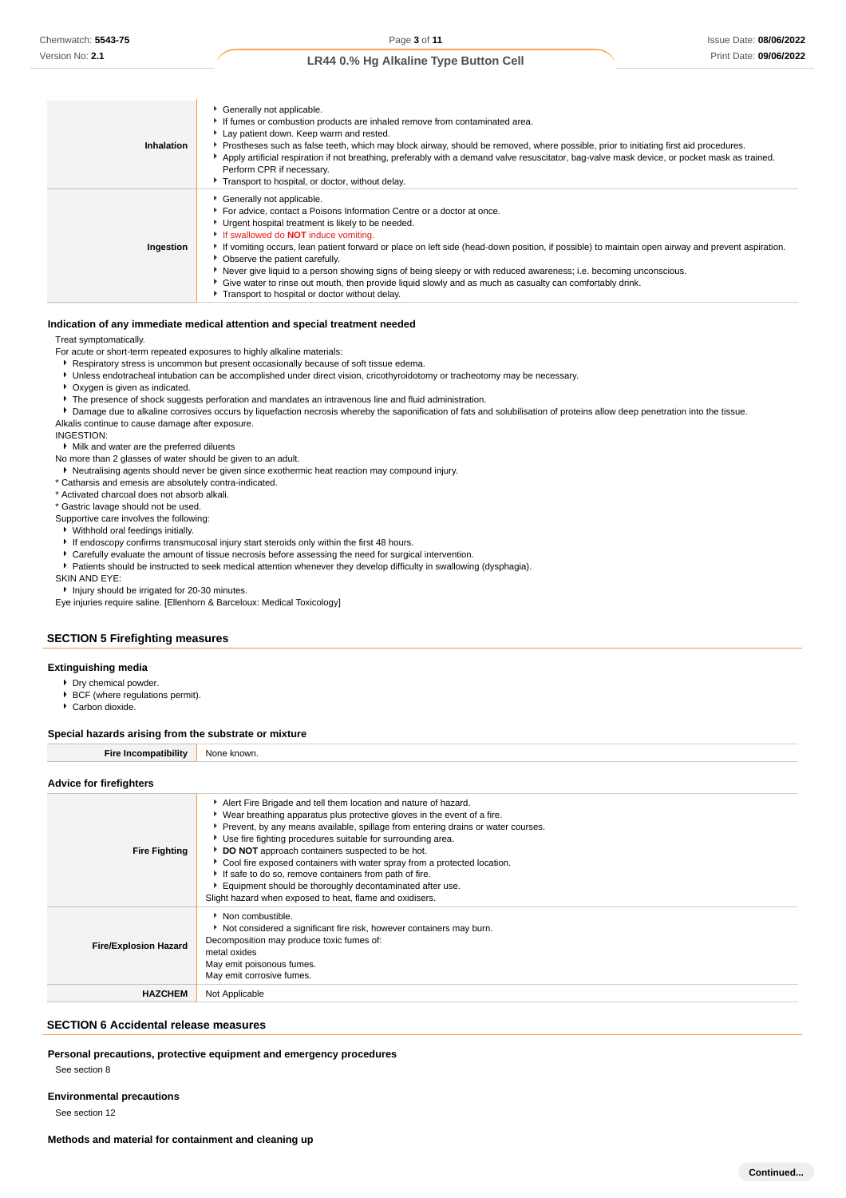| | |
|---|---|
| **Inhalation** | ▸ Generally not applicable.<br>▸ If fumes or combustion products are inhaled remove from contaminated area.<br>▸ Lay patient down. Keep warm and rested.<br>▸ Prostheses such as false teeth, which may block airway, should be removed, where possible, prior to initiating first aid procedures.<br>▸ Apply artificial respiration if not breathing, preferably with a demand valve resuscitator, bag-valve mask device, or pocket mask as trained. Perform CPR if necessary.<br>▸ Transport to hospital, or doctor, without delay. |
| **Ingestion** | ▸ Generally not applicable.<br>▸ For advice, contact a Poisons Information Centre or a doctor at once.<br>▸ Urgent hospital treatment is likely to be needed.<br>▸ If swallowed do **NOT** induce vomiting.<br>▸ If vomiting occurs, lean patient forward or place on left side (head-down position, if possible) to maintain open airway and prevent aspiration.<br>▸ Observe the patient carefully.<br>▸ Never give liquid to a person showing signs of being sleepy or with reduced awareness; i.e. becoming unconscious.<br>▸ Give water to rinse out mouth, then provide liquid slowly and as much as casualty can comfortably drink.<br>▸ Transport to hospital or doctor without delay. |

### Indication of any immediate medical attention and special treatment needed

Treat symptomatically.
For acute or short-term repeated exposures to highly alkaline materials:

- Respiratory stress is uncommon but present occasionally because of soft tissue edema.
- Unless endotracheal intubation can be accomplished under direct vision, cricothyroidotomy or tracheotomy may be necessary.
- Oxygen is given as indicated.
- The presence of shock suggests perforation and mandates an intravenous line and fluid administration.
- Damage due to alkaline corrosives occurs by liquefaction necrosis whereby the saponification of fats and solubilisation of proteins allow deep penetration into the tissue.

Alkalis continue to cause damage after exposure.
INGESTION:

- Milk and water are the preferred diluents

No more than 2 glasses of water should be given to an adult.

- Neutralising agents should never be given since exothermic heat reaction may compound injury.

* Catharsis and emesis are absolutely contra-indicated.
* Activated charcoal does not absorb alkali.
* Gastric lavage should not be used.

Supportive care involves the following:

- Withhold oral feedings initially.
- If endoscopy confirms transmucosal injury start steroids only within the first 48 hours.
- Carefully evaluate the amount of tissue necrosis before assessing the need for surgical intervention.
- Patients should be instructed to seek medical attention whenever they develop difficulty in swallowing (dysphagia).

SKIN AND EYE:

- Injury should be irrigated for 20-30 minutes.

Eye injuries require saline. [Ellenhorn & Barceloux: Medical Toxicology]

## SECTION 5 Firefighting measures

### Extinguishing media

- Dry chemical powder.
- BCF (where regulations permit).
- Carbon dioxide.

### Special hazards arising from the substrate or mixture

| | |
|---|---|
| **Fire Incompatibility** | None known. |

### Advice for firefighters

| | |
|---|---|
| **Fire Fighting** | ▸ Alert Fire Brigade and tell them location and nature of hazard.<br>▸ Wear breathing apparatus plus protective gloves in the event of a fire.<br>▸ Prevent, by any means available, spillage from entering drains or water courses.<br>▸ Use fire fighting procedures suitable for surrounding area.<br>▸ **DO NOT** approach containers suspected to be hot.<br>▸ Cool fire exposed containers with water spray from a protected location.<br>▸ If safe to do so, remove containers from path of fire.<br>▸ Equipment should be thoroughly decontaminated after use.<br>Slight hazard when exposed to heat, flame and oxidisers. |
| **Fire/Explosion Hazard** | ▸ Non combustible.<br>▸ Not considered a significant fire risk, however containers may burn.<br>Decomposition may produce toxic fumes of:<br>metal oxides<br>May emit poisonous fumes.<br>May emit corrosive fumes. |
| **HAZCHEM** | Not Applicable |

## SECTION 6 Accidental release measures

### Personal precautions, protective equipment and emergency procedures

See section 8

### Environmental precautions

See section 12

### Methods and material for containment and cleaning up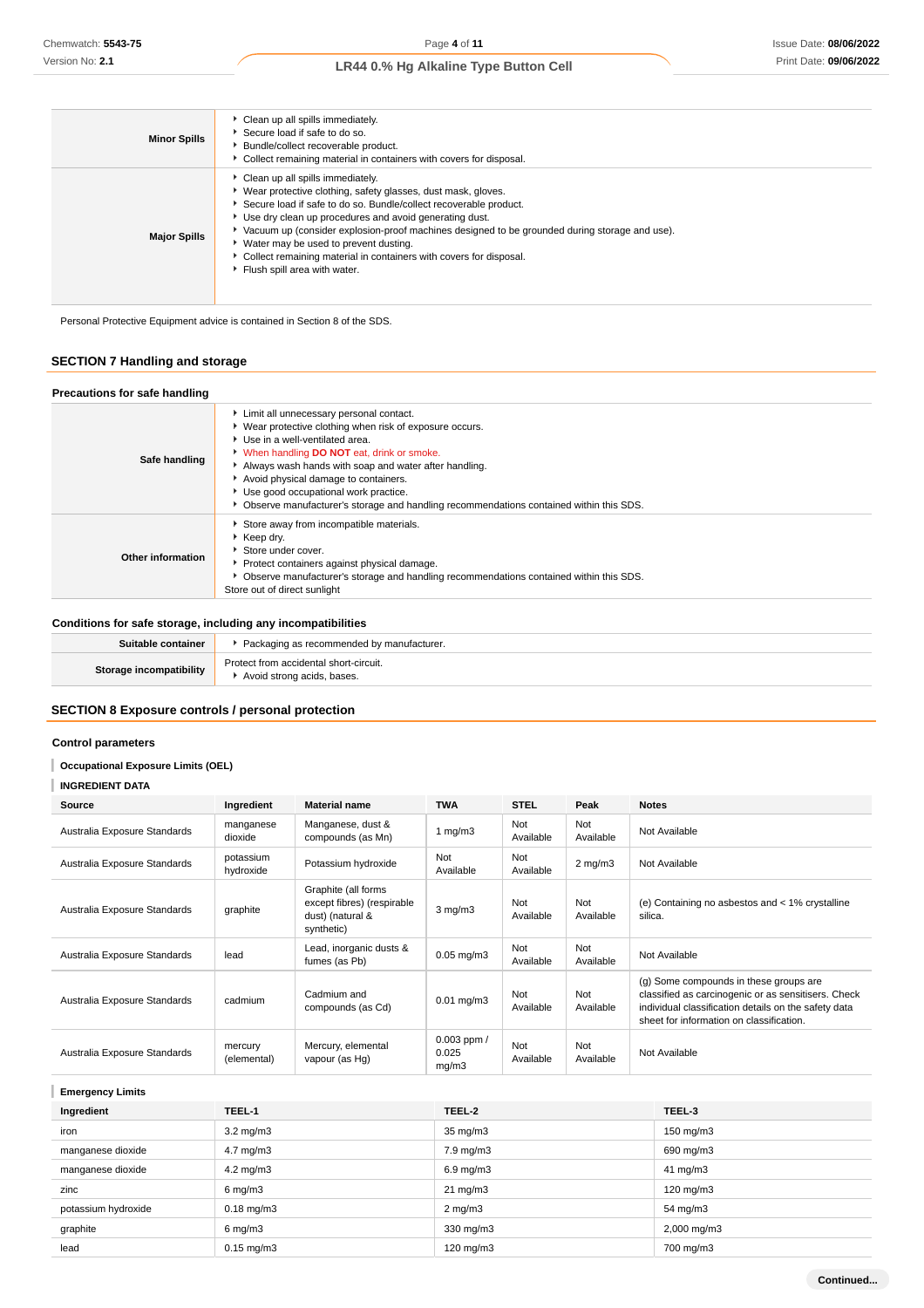| | |
|---|---|
| **Minor Spills** | ▸ Clean up all spills immediately.<br>▸ Secure load if safe to do so.<br>▸ Bundle/collect recoverable product.<br>▸ Collect remaining material in containers with covers for disposal. |
| **Major Spills** | ▸ Clean up all spills immediately.<br>▸ Wear protective clothing, safety glasses, dust mask, gloves.<br>▸ Secure load if safe to do so. Bundle/collect recoverable product.<br>▸ Use dry clean up procedures and avoid generating dust.<br>▸ Vacuum up (consider explosion-proof machines designed to be grounded during storage and use).<br>▸ Water may be used to prevent dusting.<br>▸ Collect remaining material in containers with covers for disposal.<br>▸ Flush spill area with water. |

Personal Protective Equipment advice is contained in Section 8 of the SDS.

## SECTION 7 Handling and storage

### Precautions for safe handling

| | |
|---|---|
| **Safe handling** | ▸ Limit all unnecessary personal contact.<br>▸ Wear protective clothing when risk of exposure occurs.<br>▸ Use in a well-ventilated area.<br>▸ When handling **DO NOT** eat, drink or smoke.<br>▸ Always wash hands with soap and water after handling.<br>▸ Avoid physical damage to containers.<br>▸ Use good occupational work practice.<br>▸ Observe manufacturer's storage and handling recommendations contained within this SDS. |
| **Other information** | ▸ Store away from incompatible materials.<br>▸ Keep dry.<br>▸ Store under cover.<br>▸ Protect containers against physical damage.<br>▸ Observe manufacturer's storage and handling recommendations contained within this SDS.<br>Store out of direct sunlight |

### Conditions for safe storage, including any incompatibilities

| | |
|---|---|
| **Suitable container** | ▸ Packaging as recommended by manufacturer. |
| **Storage incompatibility** | Protect from accidental short-circuit.<br>▸ Avoid strong acids, bases. |

## SECTION 8 Exposure controls / personal protection

### Control parameters

**Occupational Exposure Limits (OEL)**

**INGREDIENT DATA**

| Source | Ingredient | Material name | TWA | STEL | Peak | Notes |
|---|---|---|---|---|---|---|
| Australia Exposure Standards | manganese dioxide | Manganese, dust & compounds (as Mn) | 1 mg/m3 | Not Available | Not Available | Not Available |
| Australia Exposure Standards | potassium hydroxide | Potassium hydroxide | Not Available | Not Available | 2 mg/m3 | Not Available |
| Australia Exposure Standards | graphite | Graphite (all forms except fibres) (respirable dust) (natural & synthetic) | 3 mg/m3 | Not Available | Not Available | (e) Containing no asbestos and < 1% crystalline silica. |
| Australia Exposure Standards | lead | Lead, inorganic dusts & fumes (as Pb) | 0.05 mg/m3 | Not Available | Not Available | Not Available |
| Australia Exposure Standards | cadmium | Cadmium and compounds (as Cd) | 0.01 mg/m3 | Not Available | Not Available | (g) Some compounds in these groups are classified as carcinogenic or as sensitisers. Check individual classification details on the safety data sheet for information on classification. |
| Australia Exposure Standards | mercury (elemental) | Mercury, elemental vapour (as Hg) | 0.003 ppm / 0.025 mg/m3 | Not Available | Not Available | Not Available |

**Emergency Limits**

| Ingredient | TEEL-1 | TEEL-2 | TEEL-3 |
|---|---|---|---|
| iron | 3.2 mg/m3 | 35 mg/m3 | 150 mg/m3 |
| manganese dioxide | 4.7 mg/m3 | 7.9 mg/m3 | 690 mg/m3 |
| manganese dioxide | 4.2 mg/m3 | 6.9 mg/m3 | 41 mg/m3 |
| zinc | 6 mg/m3 | 21 mg/m3 | 120 mg/m3 |
| potassium hydroxide | 0.18 mg/m3 | 2 mg/m3 | 54 mg/m3 |
| graphite | 6 mg/m3 | 330 mg/m3 | 2,000 mg/m3 |
| lead | 0.15 mg/m3 | 120 mg/m3 | 700 mg/m3 |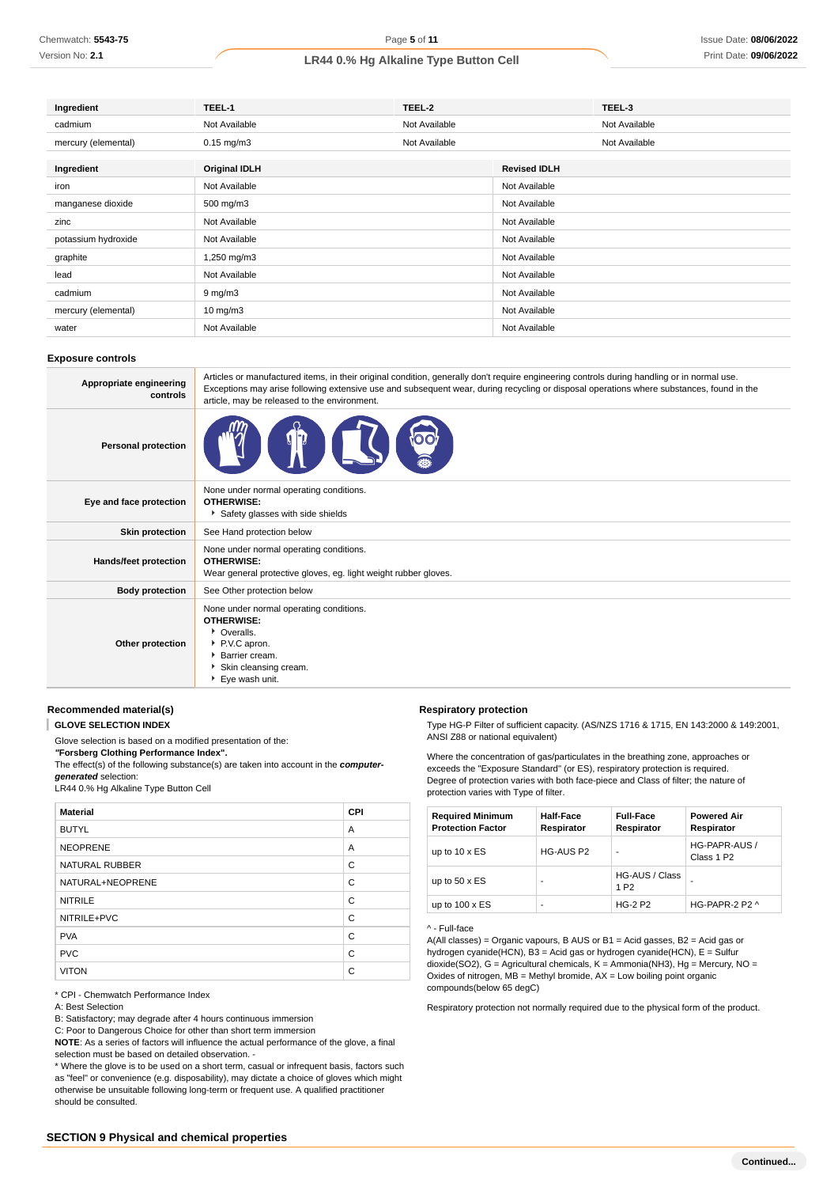| Ingredient | TEEL-1 | TEEL-2 | TEEL-3 |
|---|---|---|---|
| cadmium | Not Available | Not Available | Not Available |
| mercury (elemental) | 0.15 mg/m3 | Not Available | Not Available |

| Ingredient | Original IDLH | Revised IDLH |
|---|---|---|
| iron | Not Available | Not Available |
| manganese dioxide | 500 mg/m3 | Not Available |
| zinc | Not Available | Not Available |
| potassium hydroxide | Not Available | Not Available |
| graphite | 1,250 mg/m3 | Not Available |
| lead | Not Available | Not Available |
| cadmium | 9 mg/m3 | Not Available |
| mercury (elemental) | 10 mg/m3 | Not Available |
| water | Not Available | Not Available |

### Exposure controls

| | |
|---|---|
| **Appropriate engineering controls** | Articles or manufactured items, in their original condition, generally don't require engineering controls during handling or in normal use. Exceptions may arise following extensive use and subsequent wear, during recycling or disposal operations where substances, found in the article, may be released to the environment. |
| **Personal protection** | |
| **Eye and face protection** | None under normal operating conditions. **OTHERWISE:** ‣ Safety glasses with side shields |
| **Skin protection** | See Hand protection below |
| **Hands/feet protection** | None under normal operating conditions. **OTHERWISE:** Wear general protective gloves, eg. light weight rubber gloves. |
| **Body protection** | See Other protection below |
| **Other protection** | None under normal operating conditions. **OTHERWISE:** ‣ Overalls. ‣ P.V.C apron. ‣ Barrier cream. ‣ Skin cleansing cream. ‣ Eye wash unit. |

### Recommended material(s)

**GLOVE SELECTION INDEX**

Glove selection is based on a modified presentation of the:
***"Forsberg Clothing Performance Index".***
The effect(s) of the following substance(s) are taken into account in the ***computer-generated*** selection:
LR44 0.% Hg Alkaline Type Button Cell

| Material | CPI |
|---|---|
| BUTYL | A |
| NEOPRENE | A |
| NATURAL RUBBER | C |
| NATURAL+NEOPRENE | C |
| NITRILE | C |
| NITRILE+PVC | C |
| PVA | C |
| PVC | C |
| VITON | C |

* CPI - Chemwatch Performance Index
A: Best Selection
B: Satisfactory; may degrade after 4 hours continuous immersion
C: Poor to Dangerous Choice for other than short term immersion
**NOTE**: As a series of factors will influence the actual performance of the glove, a final selection must be based on detailed observation. -
* Where the glove is to be used on a short term, casual or infrequent basis, factors such as "feel" or convenience (e.g. disposability), may dictate a choice of gloves which might otherwise be unsuitable following long-term or frequent use. A qualified practitioner should be consulted.

### Respiratory protection

Type HG-P Filter of sufficient capacity. (AS/NZS 1716 & 1715, EN 143:2000 & 149:2001, ANSI Z88 or national equivalent)

Where the concentration of gas/particulates in the breathing zone, approaches or exceeds the "Exposure Standard" (or ES), respiratory protection is required.
Degree of protection varies with both face-piece and Class of filter; the nature of protection varies with Type of filter.

| Required Minimum Protection Factor | Half-Face Respirator | Full-Face Respirator | Powered Air Respirator |
|---|---|---|---|
| up to 10 x ES | HG-AUS P2 | - | HG-PAPR-AUS / Class 1 P2 |
| up to 50 x ES | - | HG-AUS / Class 1 P2 | - |
| up to 100 x ES | - | HG-2 P2 | HG-PAPR-2 P2 ^ |

^ - Full-face
A(All classes) = Organic vapours, B AUS or B1 = Acid gasses, B2 = Acid gas or hydrogen cyanide(HCN), B3 = Acid gas or hydrogen cyanide(HCN), E = Sulfur dioxide(SO2), G = Agricultural chemicals, K = Ammonia(NH3), Hg = Mercury, NO = Oxides of nitrogen, MB = Methyl bromide, AX = Low boiling point organic compounds(below 65 degC)

Respiratory protection not normally required due to the physical form of the product.

## SECTION 9 Physical and chemical properties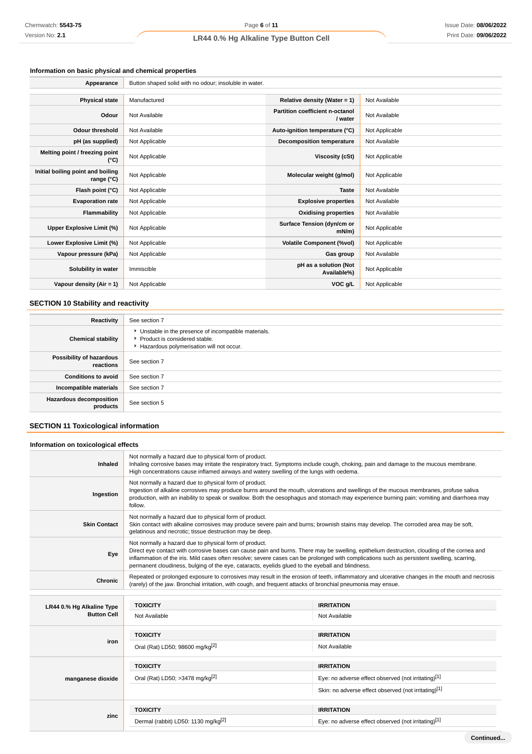### Information on basic physical and chemical properties

| | |
|---|---|
| **Appearance** | Button shaped solid with no odour; insoluble in water. |

| | | | |
|---|---|---|---|
| **Physical state** | Manufactured | **Relative density (Water = 1)** | Not Available |
| **Odour** | Not Available | **Partition coefficient n-octanol / water** | Not Available |
| **Odour threshold** | Not Available | **Auto-ignition temperature (°C)** | Not Applicable |
| **pH (as supplied)** | Not Applicable | **Decomposition temperature** | Not Available |
| **Melting point / freezing point (°C)** | Not Applicable | **Viscosity (cSt)** | Not Applicable |
| **Initial boiling point and boiling range (°C)** | Not Applicable | **Molecular weight (g/mol)** | Not Applicable |
| **Flash point (°C)** | Not Applicable | **Taste** | Not Available |
| **Evaporation rate** | Not Applicable | **Explosive properties** | Not Available |
| **Flammability** | Not Applicable | **Oxidising properties** | Not Available |
| **Upper Explosive Limit (%)** | Not Applicable | **Surface Tension (dyn/cm or mN/m)** | Not Applicable |
| **Lower Explosive Limit (%)** | Not Applicable | **Volatile Component (%vol)** | Not Applicable |
| **Vapour pressure (kPa)** | Not Applicable | **Gas group** | Not Available |
| **Solubility in water** | Immiscible | **pH as a solution (Not Available%)** | Not Applicable |
| **Vapour density (Air = 1)** | Not Applicable | **VOC g/L** | Not Applicable |

## SECTION 10 Stability and reactivity

| | |
|---|---|
| **Reactivity** | See section 7 |
| **Chemical stability** | - Unstable in the presence of incompatible materials.<br>- Product is considered stable.<br>- Hazardous polymerisation will not occur. |
| **Possibility of hazardous reactions** | See section 7 |
| **Conditions to avoid** | See section 7 |
| **Incompatible materials** | See section 7 |
| **Hazardous decomposition products** | See section 5 |

## SECTION 11 Toxicological information

### Information on toxicological effects

| | |
|---|---|
| **Inhaled** | Not normally a hazard due to physical form of product.<br>Inhaling corrosive bases may irritate the respiratory tract. Symptoms include cough, choking, pain and damage to the mucous membrane. High concentrations cause inflamed airways and watery swelling of the lungs with oedema. |
| **Ingestion** | Not normally a hazard due to physical form of product.<br>Ingestion of alkaline corrosives may produce burns around the mouth, ulcerations and swellings of the mucous membranes, profuse saliva production, with an inability to speak or swallow. Both the oesophagus and stomach may experience burning pain; vomiting and diarrhoea may follow. |
| **Skin Contact** | Not normally a hazard due to physical form of product.<br>Skin contact with alkaline corrosives may produce severe pain and burns; brownish stains may develop. The corroded area may be soft, gelatinous and necrotic; tissue destruction may be deep. |
| **Eye** | Not normally a hazard due to physical form of product.<br>Direct eye contact with corrosive bases can cause pain and burns. There may be swelling, epithelium destruction, clouding of the cornea and inflammation of the iris. Mild cases often resolve; severe cases can be prolonged with complications such as persistent swelling, scarring, permanent cloudiness, bulging of the eye, cataracts, eyelids glued to the eyeball and blindness. |
| **Chronic** | Repeated or prolonged exposure to corrosives may result in the erosion of teeth, inflammatory and ulcerative changes in the mouth and necrosis (rarely) of the jaw. Bronchial irritation, with cough, and frequent attacks of bronchial pneumonia may ensue. |

| | TOXICITY | IRRITATION |
|---|---|---|
| **LR44 0.% Hg Alkaline Type Button Cell** | Not Available | Not Available |
| **iron** | Oral (Rat) LD50; 98600 mg/kg[2] | Not Available |
| **manganese dioxide** | Oral (Rat) LD50; >3478 mg/kg[2] | Eye: no adverse effect observed (not irritating)[1] |
| | | Skin: no adverse effect observed (not irritating)[1] |
| **zinc** | Dermal (rabbit) LD50: 1130 mg/kg[2] | Eye: no adverse effect observed (not irritating)[1] |

Continued...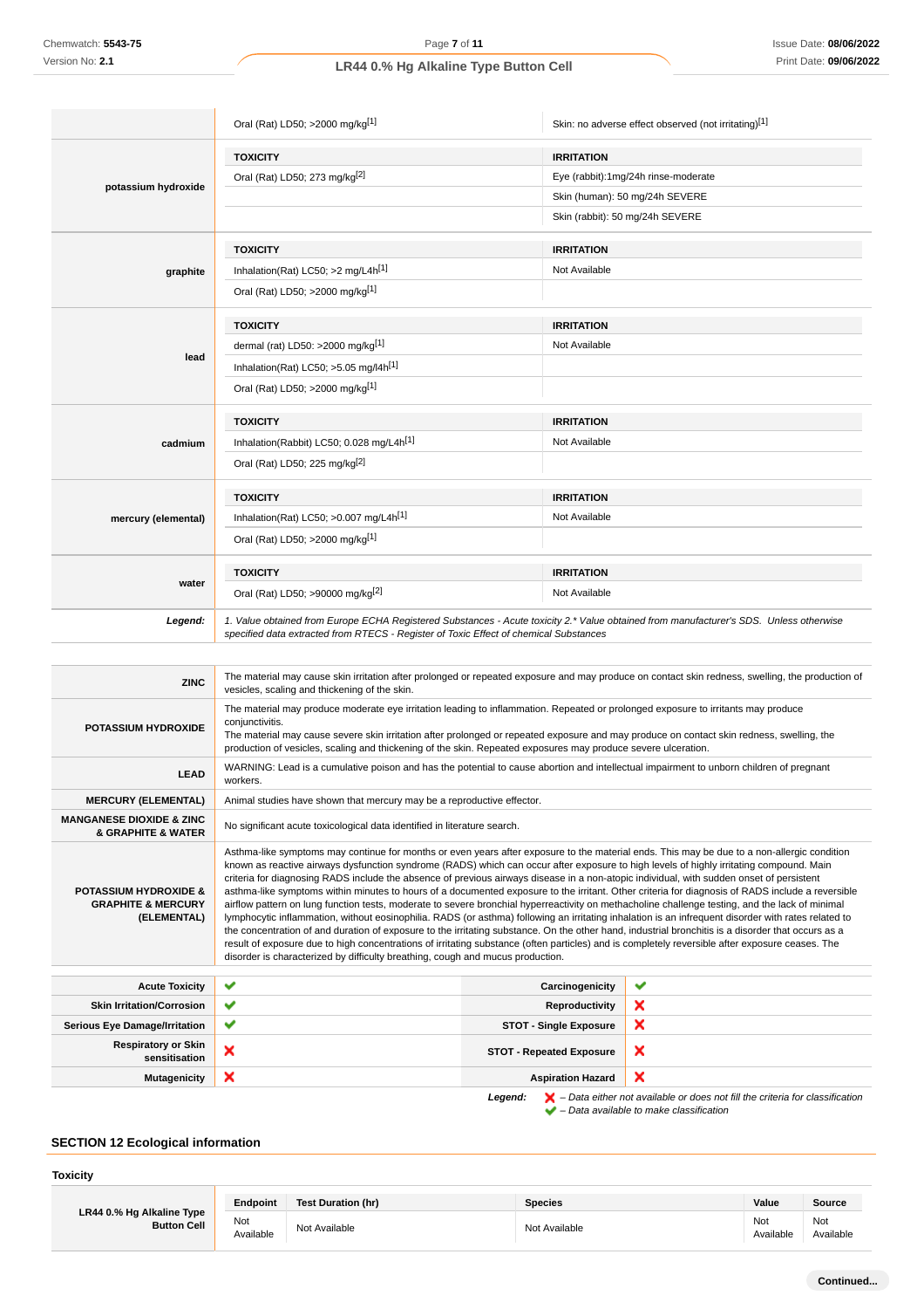| | | |
|---|---|---|
| | Oral (Rat) LD50; >2000 mg/kg[1] | Skin: no adverse effect observed (not irritating)[1] |
| **potassium hydroxide** | **TOXICITY** | **IRRITATION** |
| | Oral (Rat) LD50; 273 mg/kg[2] | Eye (rabbit):1mg/24h rinse-moderate |
| | | Skin (human): 50 mg/24h SEVERE |
| | | Skin (rabbit): 50 mg/24h SEVERE |
| **graphite** | **TOXICITY** | **IRRITATION** |
| | Inhalation(Rat) LC50; >2 mg/L4h[1] | Not Available |
| | Oral (Rat) LD50; >2000 mg/kg[1] | |
| **lead** | **TOXICITY** | **IRRITATION** |
| | dermal (rat) LD50: >2000 mg/kg[1] | Not Available |
| | Inhalation(Rat) LC50; >5.05 mg/l4h[1] | |
| | Oral (Rat) LD50; >2000 mg/kg[1] | |
| **cadmium** | **TOXICITY** | **IRRITATION** |
| | Inhalation(Rabbit) LC50; 0.028 mg/L4h[1] | Not Available |
| | Oral (Rat) LD50; 225 mg/kg[2] | |
| **mercury (elemental)** | **TOXICITY** | **IRRITATION** |
| | Inhalation(Rat) LC50; >0.007 mg/L4h[1] | Not Available |
| | Oral (Rat) LD50; >2000 mg/kg[1] | |
| **water** | **TOXICITY** | **IRRITATION** |
| | Oral (Rat) LD50; >90000 mg/kg[2] | Not Available |
| ***Legend:*** | *1. Value obtained from Europe ECHA Registered Substances - Acute toxicity 2.\* Value obtained from manufacturer's SDS. Unless otherwise specified data extracted from RTECS - Register of Toxic Effect of chemical Substances* | |

| | |
|---|---|
| **ZINC** | The material may cause skin irritation after prolonged or repeated exposure and may produce on contact skin redness, swelling, the production of vesicles, scaling and thickening of the skin. |
| **POTASSIUM HYDROXIDE** | The material may produce moderate eye irritation leading to inflammation. Repeated or prolonged exposure to irritants may produce conjunctivitis. The material may cause severe skin irritation after prolonged or repeated exposure and may produce on contact skin redness, swelling, the production of vesicles, scaling and thickening of the skin. Repeated exposures may produce severe ulceration. |
| **LEAD** | WARNING: Lead is a cumulative poison and has the potential to cause abortion and intellectual impairment to unborn children of pregnant workers. |
| **MERCURY (ELEMENTAL)** | Animal studies have shown that mercury may be a reproductive effector. |
| **MANGANESE DIOXIDE & ZINC & GRAPHITE & WATER** | No significant acute toxicological data identified in literature search. |
| **POTASSIUM HYDROXIDE & GRAPHITE & MERCURY (ELEMENTAL)** | Asthma-like symptoms may continue for months or even years after exposure to the material ends. This may be due to a non-allergic condition known as reactive airways dysfunction syndrome (RADS) which can occur after exposure to high levels of highly irritating compound. Main criteria for diagnosing RADS include the absence of previous airways disease in a non-atopic individual, with sudden onset of persistent asthma-like symptoms within minutes to hours of a documented exposure to the irritant. Other criteria for diagnosis of RADS include a reversible airflow pattern on lung function tests, moderate to severe bronchial hyperreactivity on methacholine challenge testing, and the lack of minimal lymphocytic inflammation, without eosinophilia. RADS (or asthma) following an irritating inhalation is an infrequent disorder with rates related to the concentration of and duration of exposure to the irritating substance. On the other hand, industrial bronchitis is a disorder that occurs as a result of exposure due to high concentrations of irritating substance (often particles) and is completely reversible after exposure ceases. The disorder is characterized by difficulty breathing, cough and mucus production. |

| | | | |
|---|---|---|---|
| **Acute Toxicity** | ✔ | **Carcinogenicity** | ✔ |
| **Skin Irritation/Corrosion** | ✔ | **Reproductivity** | ✘ |
| **Serious Eye Damage/Irritation** | ✔ | **STOT - Single Exposure** | ✘ |
| **Respiratory or Skin sensitisation** | ✘ | **STOT - Repeated Exposure** | ✘ |
| **Mutagenicity** | ✘ | **Aspiration Hazard** | ✘ |

***Legend:*** ✘ *– Data either not available or does not fill the criteria for classification*
✔ *– Data available to make classification*

## SECTION 12 Ecological information

### Toxicity

| | Endpoint | Test Duration (hr) | Species | Value | Source |
|---|---|---|---|---|---|
| **LR44 0.% Hg Alkaline Type Button Cell** | Not Available | Not Available | Not Available | Not Available | Not Available |

**Continued...**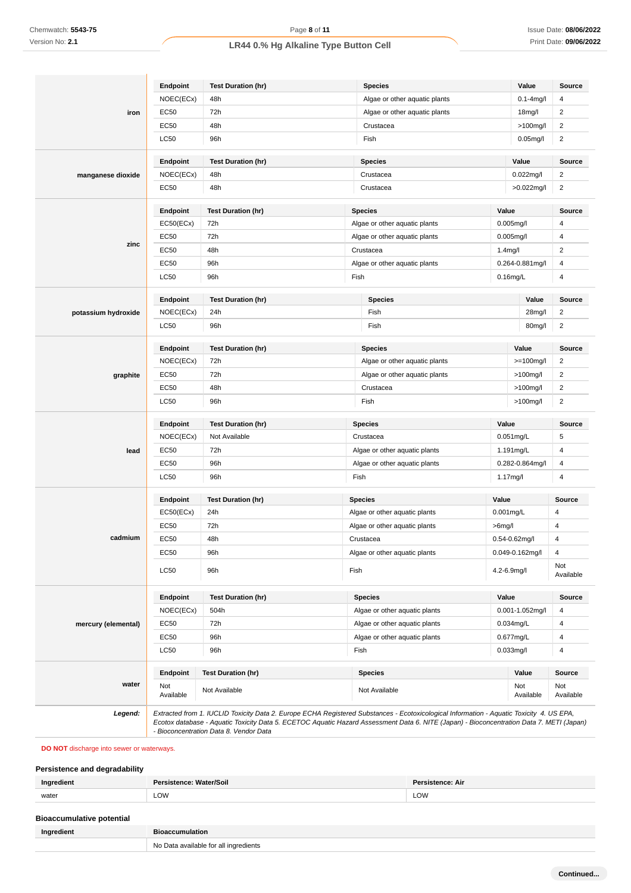| Ingredient | Endpoint | Test Duration (hr) | Species | Value | Source |
|---|---|---|---|---|---|
| **iron** | NOEC(ECx) | 48h | Algae or other aquatic plants | 0.1-4mg/l | 4 |
| | EC50 | 72h | Algae or other aquatic plants | 18mg/l | 2 |
| | EC50 | 48h | Crustacea | >100mg/l | 2 |
| | LC50 | 96h | Fish | 0.05mg/l | 2 |
| **manganese dioxide** | NOEC(ECx) | 48h | Crustacea | 0.022mg/l | 2 |
| | EC50 | 48h | Crustacea | >0.022mg/l | 2 |
| **zinc** | EC50(ECx) | 72h | Algae or other aquatic plants | 0.005mg/l | 4 |
| | EC50 | 72h | Algae or other aquatic plants | 0.005mg/l | 4 |
| | EC50 | 48h | Crustacea | 1.4mg/l | 2 |
| | EC50 | 96h | Algae or other aquatic plants | 0.264-0.881mg/l | 4 |
| | LC50 | 96h | Fish | 0.16mg/L | 4 |
| **potassium hydroxide** | NOEC(ECx) | 24h | Fish | 28mg/l | 2 |
| | LC50 | 96h | Fish | 80mg/l | 2 |
| **graphite** | NOEC(ECx) | 72h | Algae or other aquatic plants | >=100mg/l | 2 |
| | EC50 | 72h | Algae or other aquatic plants | >100mg/l | 2 |
| | EC50 | 48h | Crustacea | >100mg/l | 2 |
| | LC50 | 96h | Fish | >100mg/l | 2 |
| **lead** | NOEC(ECx) | Not Available | Crustacea | 0.051mg/L | 5 |
| | EC50 | 72h | Algae or other aquatic plants | 1.191mg/L | 4 |
| | EC50 | 96h | Algae or other aquatic plants | 0.282-0.864mg/l | 4 |
| | LC50 | 96h | Fish | 1.17mg/l | 4 |
| **cadmium** | EC50(ECx) | 24h | Algae or other aquatic plants | 0.001mg/L | 4 |
| | EC50 | 72h | Algae or other aquatic plants | >6mg/l | 4 |
| | EC50 | 48h | Crustacea | 0.54-0.62mg/l | 4 |
| | EC50 | 96h | Algae or other aquatic plants | 0.049-0.162mg/l | 4 |
| | LC50 | 96h | Fish | 4.2-6.9mg/l | Not Available |
| **mercury (elemental)** | NOEC(ECx) | 504h | Algae or other aquatic plants | 0.001-1.052mg/l | 4 |
| | EC50 | 72h | Algae or other aquatic plants | 0.034mg/L | 4 |
| | EC50 | 96h | Algae or other aquatic plants | 0.677mg/L | 4 |
| | LC50 | 96h | Fish | 0.033mg/l | 4 |
| **water** | Not Available | Not Available | Not Available | Not Available | Not Available |

***Legend:*** *Extracted from 1. IUCLID Toxicity Data 2. Europe ECHA Registered Substances - Ecotoxicological Information - Aquatic Toxicity 4. US EPA, Ecotox database - Aquatic Toxicity Data 5. ECETOC Aquatic Hazard Assessment Data 6. NITE (Japan) - Bioconcentration Data 7. METI (Japan) - Bioconcentration Data 8. Vendor Data*

**DO NOT** discharge into sewer or waterways.

### Persistence and degradability

| Ingredient | Persistence: Water/Soil | Persistence: Air |
|---|---|---|
| water | LOW | LOW |

### Bioaccumulative potential

| Ingredient | Bioaccumulation |
|---|---|
| | No Data available for all ingredients |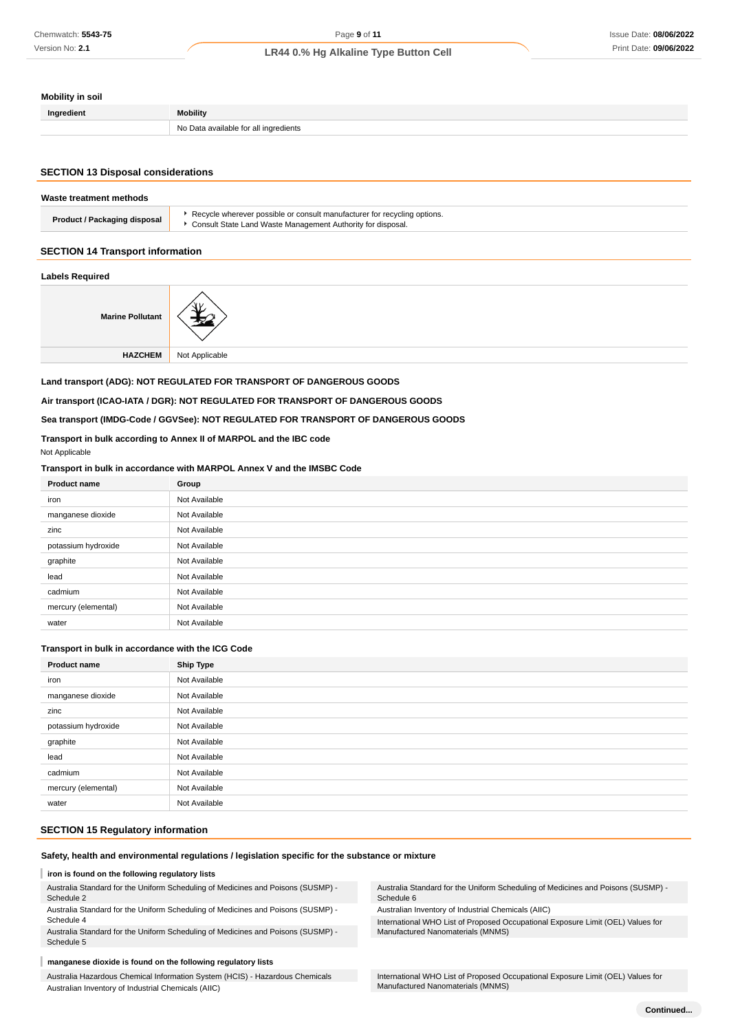### Mobility in soil

| Ingredient | Mobility |
|---|---|
| | No Data available for all ingredients |

## SECTION 13 Disposal considerations

### Waste treatment methods

| | |
|---|---|
| Product / Packaging disposal | - Recycle wherever possible or consult manufacturer for recycling options.<br>- Consult State Land Waste Management Authority for disposal. |

## SECTION 14 Transport information

### Labels Required

| | |
|---|---|
| Marine Pollutant | |
| HAZCHEM | Not Applicable |

**Land transport (ADG): NOT REGULATED FOR TRANSPORT OF DANGEROUS GOODS**

**Air transport (ICAO-IATA / DGR): NOT REGULATED FOR TRANSPORT OF DANGEROUS GOODS**

**Sea transport (IMDG-Code / GGVSee): NOT REGULATED FOR TRANSPORT OF DANGEROUS GOODS**

### Transport in bulk according to Annex II of MARPOL and the IBC code

Not Applicable

### Transport in bulk in accordance with MARPOL Annex V and the IMSBC Code

| Product name | Group |
|---|---|
| iron | Not Available |
| manganese dioxide | Not Available |
| zinc | Not Available |
| potassium hydroxide | Not Available |
| graphite | Not Available |
| lead | Not Available |
| cadmium | Not Available |
| mercury (elemental) | Not Available |
| water | Not Available |

### Transport in bulk in accordance with the ICG Code

| Product name | Ship Type |
|---|---|
| iron | Not Available |
| manganese dioxide | Not Available |
| zinc | Not Available |
| potassium hydroxide | Not Available |
| graphite | Not Available |
| lead | Not Available |
| cadmium | Not Available |
| mercury (elemental) | Not Available |
| water | Not Available |

## SECTION 15 Regulatory information

### Safety, health and environmental regulations / legislation specific for the substance or mixture

**iron is found on the following regulatory lists**

- Australia Standard for the Uniform Scheduling of Medicines and Poisons (SUSMP) - Schedule 2
- Australia Standard for the Uniform Scheduling of Medicines and Poisons (SUSMP) - Schedule 4
- Australia Standard for the Uniform Scheduling of Medicines and Poisons (SUSMP) - Schedule 5
- Australia Standard for the Uniform Scheduling of Medicines and Poisons (SUSMP) - Schedule 6
- Australian Inventory of Industrial Chemicals (AIIC)
- International WHO List of Proposed Occupational Exposure Limit (OEL) Values for Manufactured Nanomaterials (MNMS)

**manganese dioxide is found on the following regulatory lists**

- Australia Hazardous Chemical Information System (HCIS) - Hazardous Chemicals
- Australian Inventory of Industrial Chemicals (AIIC)
- International WHO List of Proposed Occupational Exposure Limit (OEL) Values for Manufactured Nanomaterials (MNMS)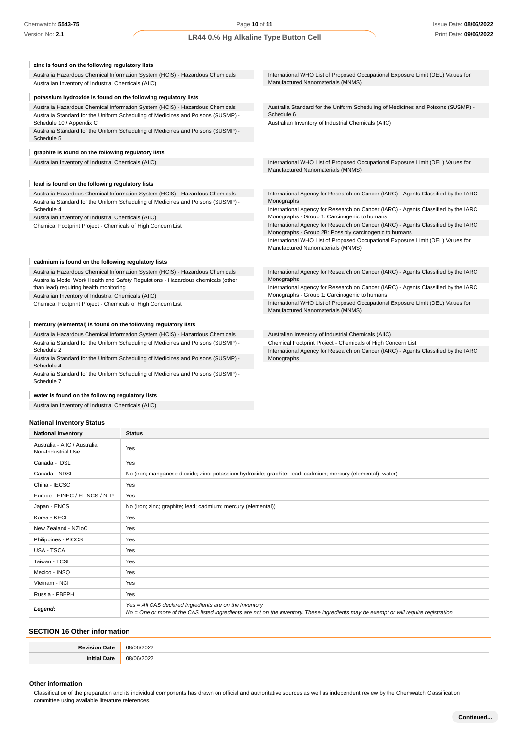**zinc is found on the following regulatory lists**

Australia Hazardous Chemical Information System (HCIS) - Hazardous Chemicals
Australian Inventory of Industrial Chemicals (AIIC)
International WHO List of Proposed Occupational Exposure Limit (OEL) Values for Manufactured Nanomaterials (MNMS)

**potassium hydroxide is found on the following regulatory lists**

Australia Hazardous Chemical Information System (HCIS) - Hazardous Chemicals
Australia Standard for the Uniform Scheduling of Medicines and Poisons (SUSMP) - Schedule 10 / Appendix C
Australia Standard for the Uniform Scheduling of Medicines and Poisons (SUSMP) - Schedule 5
Australia Standard for the Uniform Scheduling of Medicines and Poisons (SUSMP) - Schedule 6
Australian Inventory of Industrial Chemicals (AIIC)

**graphite is found on the following regulatory lists**

Australian Inventory of Industrial Chemicals (AIIC)
International WHO List of Proposed Occupational Exposure Limit (OEL) Values for Manufactured Nanomaterials (MNMS)

**lead is found on the following regulatory lists**

Australia Hazardous Chemical Information System (HCIS) - Hazardous Chemicals
Australia Standard for the Uniform Scheduling of Medicines and Poisons (SUSMP) - Schedule 4
Australian Inventory of Industrial Chemicals (AIIC)
Chemical Footprint Project - Chemicals of High Concern List
International Agency for Research on Cancer (IARC) - Agents Classified by the IARC Monographs
International Agency for Research on Cancer (IARC) - Agents Classified by the IARC Monographs - Group 1: Carcinogenic to humans
International Agency for Research on Cancer (IARC) - Agents Classified by the IARC Monographs - Group 2B: Possibly carcinogenic to humans
International WHO List of Proposed Occupational Exposure Limit (OEL) Values for Manufactured Nanomaterials (MNMS)

**cadmium is found on the following regulatory lists**

Australia Hazardous Chemical Information System (HCIS) - Hazardous Chemicals
Australia Model Work Health and Safety Regulations - Hazardous chemicals (other than lead) requiring health monitoring
Australian Inventory of Industrial Chemicals (AIIC)
Chemical Footprint Project - Chemicals of High Concern List
International Agency for Research on Cancer (IARC) - Agents Classified by the IARC Monographs
International Agency for Research on Cancer (IARC) - Agents Classified by the IARC Monographs - Group 1: Carcinogenic to humans
International WHO List of Proposed Occupational Exposure Limit (OEL) Values for Manufactured Nanomaterials (MNMS)

**mercury (elemental) is found on the following regulatory lists**

Australia Hazardous Chemical Information System (HCIS) - Hazardous Chemicals
Australia Standard for the Uniform Scheduling of Medicines and Poisons (SUSMP) - Schedule 2
Australia Standard for the Uniform Scheduling of Medicines and Poisons (SUSMP) - Schedule 4
Australia Standard for the Uniform Scheduling of Medicines and Poisons (SUSMP) - Schedule 7
Australian Inventory of Industrial Chemicals (AIIC)
Chemical Footprint Project - Chemicals of High Concern List
International Agency for Research on Cancer (IARC) - Agents Classified by the IARC Monographs

**water is found on the following regulatory lists**

Australian Inventory of Industrial Chemicals (AIIC)

### National Inventory Status

| National Inventory | Status |
|---|---|
| Australia - AIIC / Australia Non-Industrial Use | Yes |
| Canada - DSL | Yes |
| Canada - NDSL | No (iron; manganese dioxide; zinc; potassium hydroxide; graphite; lead; cadmium; mercury (elemental); water) |
| China - IECSC | Yes |
| Europe - EINEC / ELINCS / NLP | Yes |
| Japan - ENCS | No (iron; zinc; graphite; lead; cadmium; mercury (elemental)) |
| Korea - KECI | Yes |
| New Zealand - NZIoC | Yes |
| Philippines - PICCS | Yes |
| USA - TSCA | Yes |
| Taiwan - TCSI | Yes |
| Mexico - INSQ | Yes |
| Vietnam - NCI | Yes |
| Russia - FBEPH | Yes |
| ***Legend:*** | *Yes = All CAS declared ingredients are on the inventory* *No = One or more of the CAS listed ingredients are not on the inventory. These ingredients may be exempt or will require registration.* |

## SECTION 16 Other information

| | |
|---|---|
| **Revision Date** | 08/06/2022 |
| **Initial Date** | 08/06/2022 |

### Other information

Classification of the preparation and its individual components has drawn on official and authoritative sources as well as independent review by the Chemwatch Classification committee using available literature references.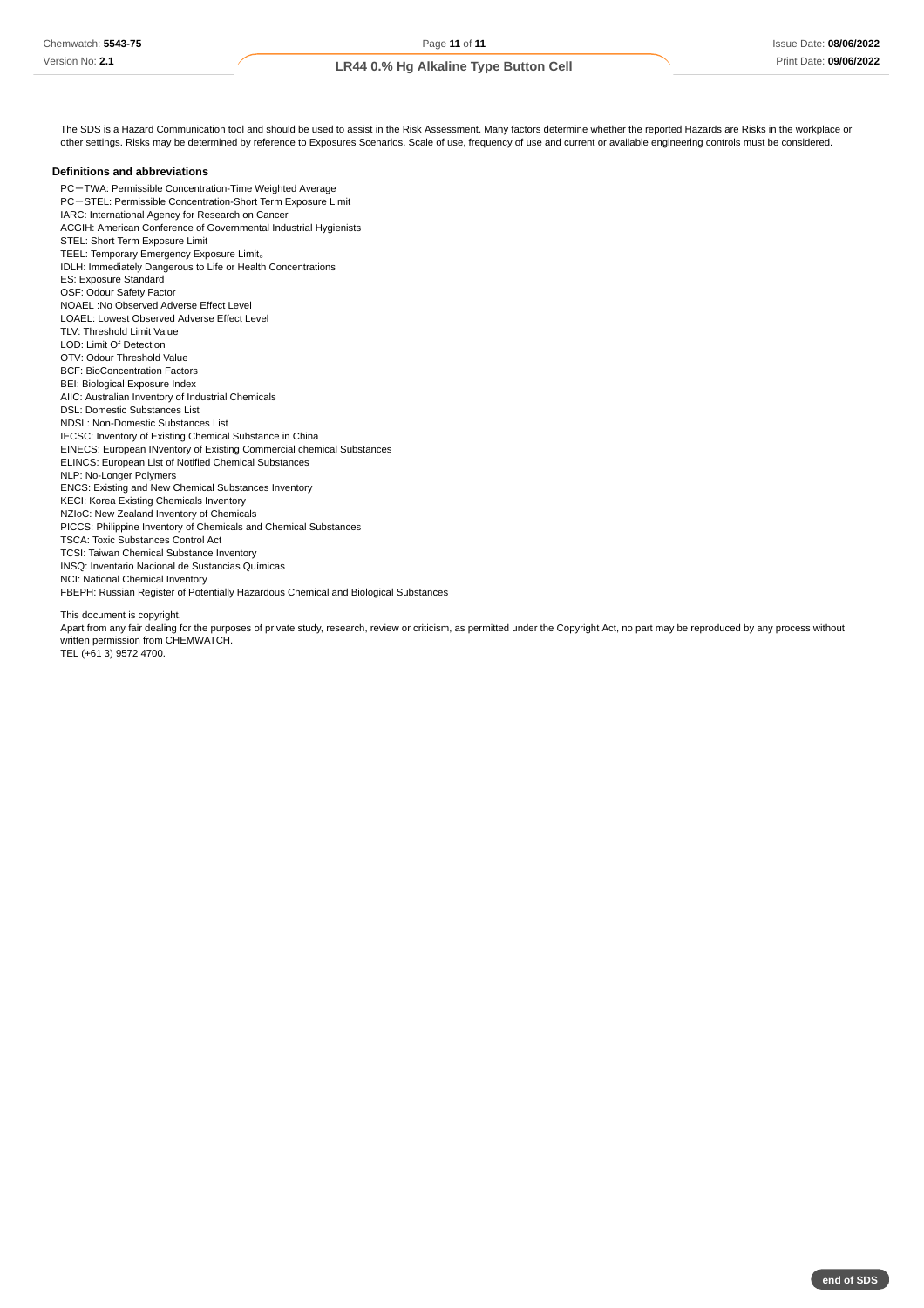The SDS is a Hazard Communication tool and should be used to assist in the Risk Assessment. Many factors determine whether the reported Hazards are Risks in the workplace or other settings. Risks may be determined by reference to Exposures Scenarios. Scale of use, frequency of use and current or available engineering controls must be considered.

### Definitions and abbreviations

PC－TWA: Permissible Concentration-Time Weighted Average
PC－STEL: Permissible Concentration-Short Term Exposure Limit
IARC: International Agency for Research on Cancer
ACGIH: American Conference of Governmental Industrial Hygienists
STEL: Short Term Exposure Limit
TEEL: Temporary Emergency Exposure Limit。
IDLH: Immediately Dangerous to Life or Health Concentrations
ES: Exposure Standard
OSF: Odour Safety Factor
NOAEL :No Observed Adverse Effect Level
LOAEL: Lowest Observed Adverse Effect Level
TLV: Threshold Limit Value
LOD: Limit Of Detection
OTV: Odour Threshold Value
BCF: BioConcentration Factors
BEI: Biological Exposure Index
AIIC: Australian Inventory of Industrial Chemicals
DSL: Domestic Substances List
NDSL: Non-Domestic Substances List
IECSC: Inventory of Existing Chemical Substance in China
EINECS: European INventory of Existing Commercial chemical Substances
ELINCS: European List of Notified Chemical Substances
NLP: No-Longer Polymers
ENCS: Existing and New Chemical Substances Inventory
KECI: Korea Existing Chemicals Inventory
NZIoC: New Zealand Inventory of Chemicals
PICCS: Philippine Inventory of Chemicals and Chemical Substances
TSCA: Toxic Substances Control Act
TCSI: Taiwan Chemical Substance Inventory
INSQ: Inventario Nacional de Sustancias Químicas
NCI: National Chemical Inventory
FBEPH: Russian Register of Potentially Hazardous Chemical and Biological Substances

This document is copyright.
Apart from any fair dealing for the purposes of private study, research, review or criticism, as permitted under the Copyright Act, no part may be reproduced by any process without written permission from CHEMWATCH.
TEL (+61 3) 9572 4700.

**end of SDS**